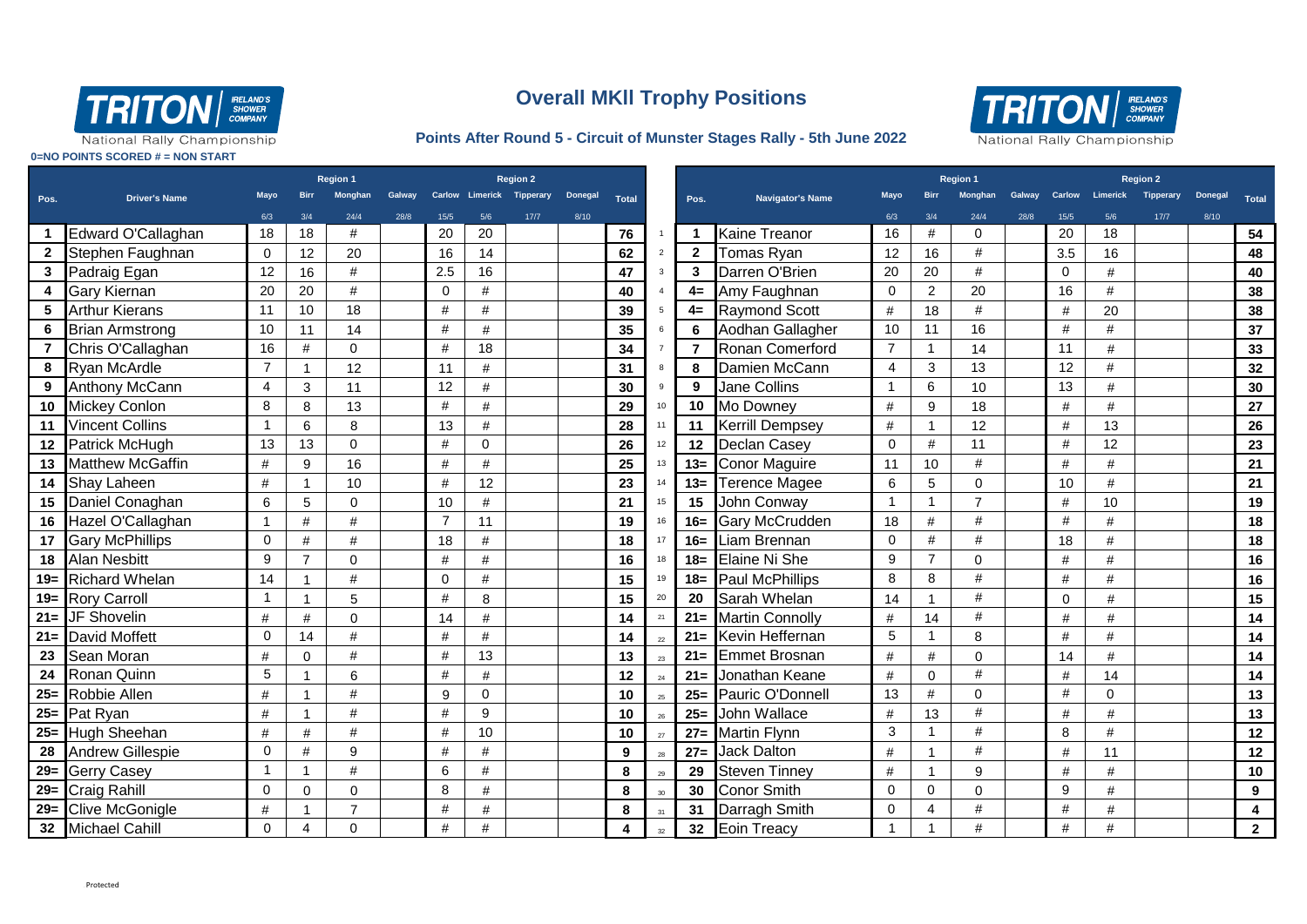# Overall MKII Trophy Positions

**Points After Round 5 - Circuit of Munster Stages Rally - 5th June 2022**

**0=NO POINTS SCORED # = NON START**

| Pos. | Driver's Name | Region 1 | | | | Region 2 | | | | Total |
|---|---|---|---|---|---|---|---|---|---|---|
| | | Mayo | Birr | Monghan | Galway | Carlow | Limerick | Tipperary | Donegal | |
| | | 6/3 | 3/4 | 24/4 | 28/8 | 15/5 | 5/6 | 17/7 | 8/10 | |
| 1 | Edward O'Callaghan | 18 | 18 | # | | 20 | 20 | | | 76 |
| 2 | Stephen Faughnan | 0 | 12 | 20 | | 16 | 14 | | | 62 |
| 3 | Padraig Egan | 12 | 16 | # | | 2.5 | 16 | | | 47 |
| 4 | Gary Kiernan | 20 | 20 | # | | 0 | # | | | 40 |
| 5 | Arthur Kierans | 11 | 10 | 18 | | # | # | | | 39 |
| 6 | Brian Armstrong | 10 | 11 | 14 | | # | # | | | 35 |
| 7 | Chris O'Callaghan | 16 | # | 0 | | # | 18 | | | 34 |
| 8 | Ryan McArdle | 7 | 1 | 12 | | 11 | # | | | 31 |
| 9 | Anthony McCann | 4 | 3 | 11 | | 12 | # | | | 30 |
| 10 | Mickey Conlon | 8 | 8 | 13 | | # | # | | | 29 |
| 11 | Vincent Collins | 1 | 6 | 8 | | 13 | # | | | 28 |
| 12 | Patrick McHugh | 13 | 13 | 0 | | # | 0 | | | 26 |
| 13 | Matthew McGaffin | # | 9 | 16 | | # | # | | | 25 |
| 14 | Shay Laheen | # | 1 | 10 | | # | 12 | | | 23 |
| 15 | Daniel Conaghan | 6 | 5 | 0 | | 10 | # | | | 21 |
| 16 | Hazel O'Callaghan | 1 | # | # | | 7 | 11 | | | 19 |
| 17 | Gary McPhillips | 0 | # | # | | 18 | # | | | 18 |
| 18 | Alan Nesbitt | 9 | 7 | 0 | | # | # | | | 16 |
| 19= | Richard Whelan | 14 | 1 | # | | 0 | # | | | 15 |
| 19= | Rory Carroll | 1 | 1 | 5 | | # | 8 | | | 15 |
| 21= | JF Shovelin | # | # | 0 | | 14 | # | | | 14 |
| 21= | David Moffett | 0 | 14 | # | | # | # | | | 14 |
| 23 | Sean Moran | # | 0 | # | | # | 13 | | | 13 |
| 24 | Ronan Quinn | 5 | 1 | 6 | | # | # | | | 12 |
| 25= | Robbie Allen | # | 1 | # | | 9 | 0 | | | 10 |
| 25= | Pat Ryan | # | 1 | # | | # | 9 | | | 10 |
| 25= | Hugh Sheehan | # | # | # | | # | 10 | | | 10 |
| 28 | Andrew Gillespie | 0 | # | 9 | | # | # | | | 9 |
| 29= | Gerry Casey | 1 | 1 | # | | 6 | # | | | 8 |
| 29= | Craig Rahill | 0 | 0 | 0 | | 8 | # | | | 8 |
| 29= | Clive McGonigle | # | 1 | 7 | | # | # | | | 8 |
| 32 | Michael Cahill | 0 | 4 | 0 | | # | # | | | 4 |

| | Pos. | Navigator's Name | Region 1 | | | | Region 2 | | | | Total |
|---|---|---|---|---|---|---|---|---|---|---|---|
| | | | Mayo | Birr | Monghan | Galway | Carlow | Limerick | Tipperary | Donegal | |
| | | | 6/3 | 3/4 | 24/4 | 28/8 | 15/5 | 5/6 | 17/7 | 8/10 | |
| 1 | 1 | Kaine Treanor | 16 | # | 0 | | 20 | 18 | | | 54 |
| 2 | 2 | Tomas Ryan | 12 | 16 | # | | 3.5 | 16 | | | 48 |
| 3 | 3 | Darren O'Brien | 20 | 20 | # | | 0 | # | | | 40 |
| 4 | 4= | Amy Faughnan | 0 | 2 | 20 | | 16 | # | | | 38 |
| 5 | 4= | Raymond Scott | # | 18 | # | | # | 20 | | | 38 |
| 6 | 6 | Aodhan Gallagher | 10 | 11 | 16 | | # | # | | | 37 |
| 7 | 7 | Ronan Comerford | 7 | 1 | 14 | | 11 | # | | | 33 |
| 8 | 8 | Damien McCann | 4 | 3 | 13 | | 12 | # | | | 32 |
| 9 | 9 | Jane Collins | 1 | 6 | 10 | | 13 | # | | | 30 |
| 10 | 10 | Mo Downey | # | 9 | 18 | | # | # | | | 27 |
| 11 | 11 | Kerrill Dempsey | # | 1 | 12 | | # | 13 | | | 26 |
| 12 | 12 | Declan Casey | 0 | # | 11 | | # | 12 | | | 23 |
| 13 | 13= | Conor Maguire | 11 | 10 | # | | # | # | | | 21 |
| 14 | 13= | Terence Magee | 6 | 5 | 0 | | 10 | # | | | 21 |
| 15 | 15 | John Conway | 1 | 1 | 7 | | # | 10 | | | 19 |
| 16 | 16= | Gary McCrudden | 18 | # | # | | # | # | | | 18 |
| 17 | 16= | Liam Brennan | 0 | # | # | | 18 | # | | | 18 |
| 18 | 18= | Elaine Ni She | 9 | 7 | 0 | | # | # | | | 16 |
| 19 | 18= | Paul McPhillips | 8 | 8 | # | | # | # | | | 16 |
| 20 | 20 | Sarah Whelan | 14 | 1 | # | | 0 | # | | | 15 |
| 21 | 21= | Martin Connolly | # | 14 | # | | # | # | | | 14 |
| 22 | 21= | Kevin Heffernan | 5 | 1 | 8 | | # | # | | | 14 |
| 23 | 21= | Emmet Brosnan | # | # | 0 | | 14 | # | | | 14 |
| 24 | 21= | Jonathan Keane | # | 0 | # | | # | 14 | | | 14 |
| 25 | 25= | Pauric O'Donnell | 13 | # | 0 | | # | 0 | | | 13 |
| 26 | 25= | John Wallace | # | 13 | # | | # | # | | | 13 |
| 27 | 27= | Martin Flynn | 3 | 1 | # | | 8 | # | | | 12 |
| 28 | 27= | Jack Dalton | # | 1 | # | | # | 11 | | | 12 |
| 29 | 29 | Steven Tinney | # | 1 | 9 | | # | # | | | 10 |
| 30 | 30 | Conor Smith | 0 | 0 | 0 | | 9 | # | | | 9 |
| 31 | 31 | Darragh Smith | 0 | 4 | # | | # | # | | | 4 |
| 32 | 32 | Eoin Treacy | 1 | 1 | # | | # | # | | | 2 |

Protected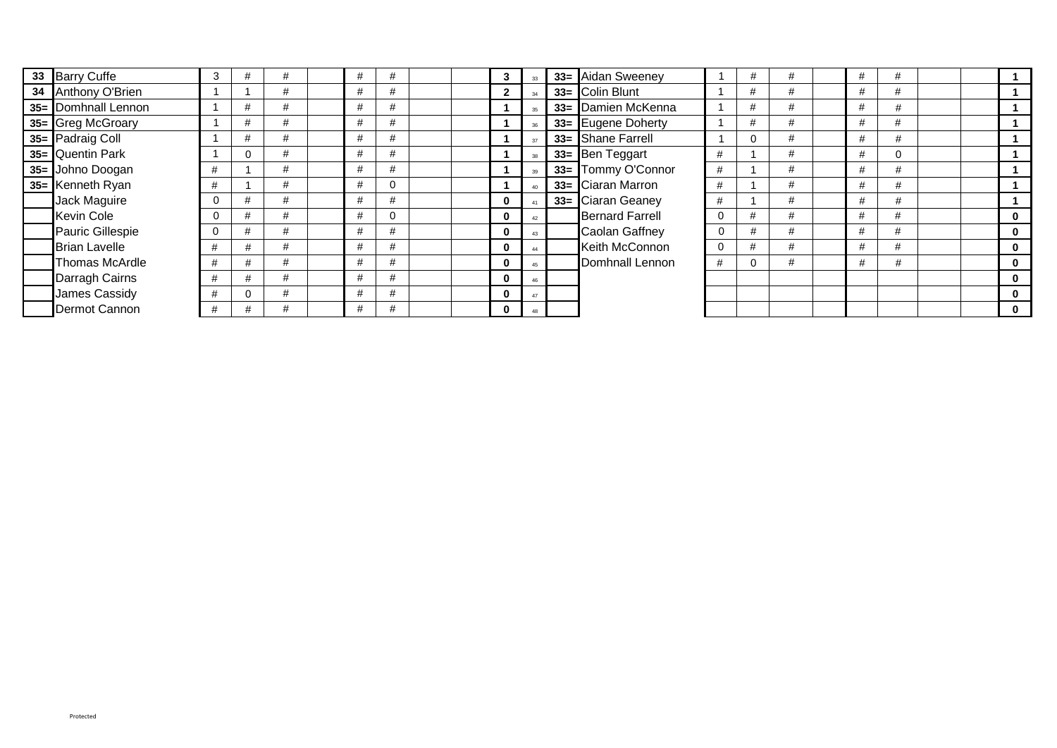| | | | | | | | | | | | |
|---|---|---|---|---|---|---|---|---|---|---|---|
| **33** | Barry Cuffe | 3 | # | # | | # | # | | | **3** | 33 |
| **34** | Anthony O'Brien | 1 | 1 | # | | # | # | | | **2** | 34 |
| **35=** | Domhnall Lennon | 1 | # | # | | # | # | | | **1** | 35 |
| **35=** | Greg McGroary | 1 | # | # | | # | # | | | **1** | 36 |
| **35=** | Padraig Coll | 1 | # | # | | # | # | | | **1** | 37 |
| **35=** | Quentin Park | 1 | 0 | # | | # | # | | | **1** | 38 |
| **35=** | Johno Doogan | # | 1 | # | | # | # | | | **1** | 39 |
| **35=** | Kenneth Ryan | # | 1 | # | | # | 0 | | | **1** | 40 |
| | Jack Maguire | 0 | # | # | | # | # | | | **0** | 41 |
| | Kevin Cole | 0 | # | # | | # | 0 | | | **0** | 42 |
| | Pauric Gillespie | 0 | # | # | | # | # | | | **0** | 43 |
| | Brian Lavelle | # | # | # | | # | # | | | **0** | 44 |
| | Thomas McArdle | # | # | # | | # | # | | | **0** | 45 |
| | Darragh Cairns | # | # | # | | # | # | | | **0** | 46 |
| | James Cassidy | # | 0 | # | | # | # | | | **0** | 47 |
| | Dermot Cannon | # | # | # | | # | # | | | **0** | 48 |

| | | | | | | | | | | |
|---|---|---|---|---|---|---|---|---|---|---|
| **33=** | Aidan Sweeney | 1 | # | # | | # | # | | | **1** |
| **33=** | Colin Blunt | 1 | # | # | | # | # | | | **1** |
| **33=** | Damien McKenna | 1 | # | # | | # | # | | | **1** |
| **33=** | Eugene Doherty | 1 | # | # | | # | # | | | **1** |
| **33=** | Shane Farrell | 1 | 0 | # | | # | # | | | **1** |
| **33=** | Ben Teggart | # | 1 | # | | # | 0 | | | **1** |
| **33=** | Tommy O'Connor | # | 1 | # | | # | # | | | **1** |
| **33=** | Ciaran Marron | # | 1 | # | | # | # | | | **1** |
| **33=** | Ciaran Geaney | # | 1 | # | | # | # | | | **1** |
| | Bernard Farrell | 0 | # | # | | # | # | | | **0** |
| | Caolan Gaffney | 0 | # | # | | # | # | | | **0** |
| | Keith McConnon | 0 | # | # | | # | # | | | **0** |
| | Domhnall Lennon | # | 0 | # | | # | # | | | **0** |
| | | | | | | | | | | **0** |
| | | | | | | | | | | **0** |
| | | | | | | | | | | **0** |